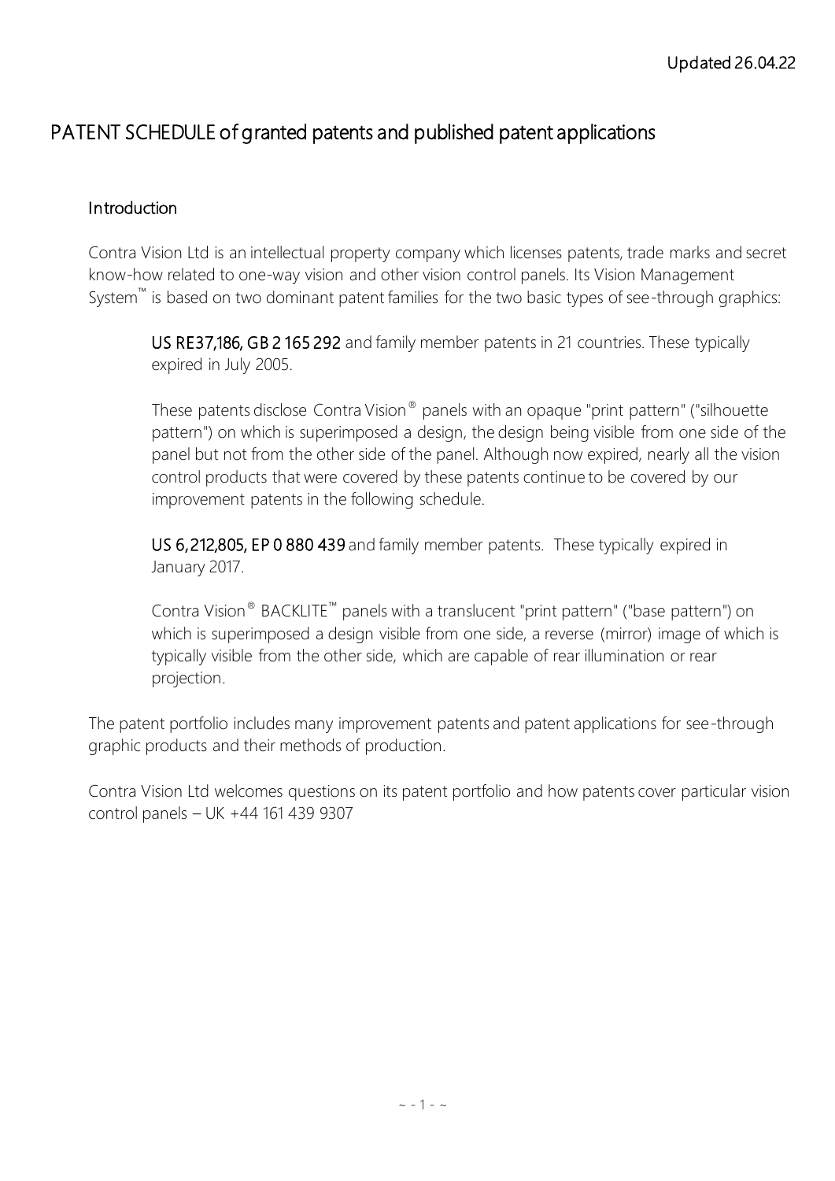Updated 26.04.22

# PATENT SCHEDULE of granted patents and published patent applications

## Introduction

Contra Vision Ltd is an intellectual property company which licenses patents, trade marks and secret know-how related to one-way vision and other vision control panels. Its Vision Management System™ is based on two dominant patent families for the two basic types of see-through graphics:

> **US RE37,186, GB 2 165 292** and family member patents in 21 countries. These typically expired in July 2005.
>
> These patents disclose Contra Vision® panels with an opaque "print pattern" ("silhouette pattern") on which is superimposed a design, the design being visible from one side of the panel but not from the other side of the panel. Although now expired, nearly all the vision control products that were covered by these patents continue to be covered by our improvement patents in the following schedule.
>
> **US 6,212,805, EP 0 880 439** and family member patents. These typically expired in January 2017.
>
> Contra Vision® BACKLITE™ panels with a translucent "print pattern" ("base pattern") on which is superimposed a design visible from one side, a reverse (mirror) image of which is typically visible from the other side, which are capable of rear illumination or rear projection.

The patent portfolio includes many improvement patents and patent applications for see-through graphic products and their methods of production.

Contra Vision Ltd welcomes questions on its patent portfolio and how patents cover particular vision control panels – UK +44 161 439 9307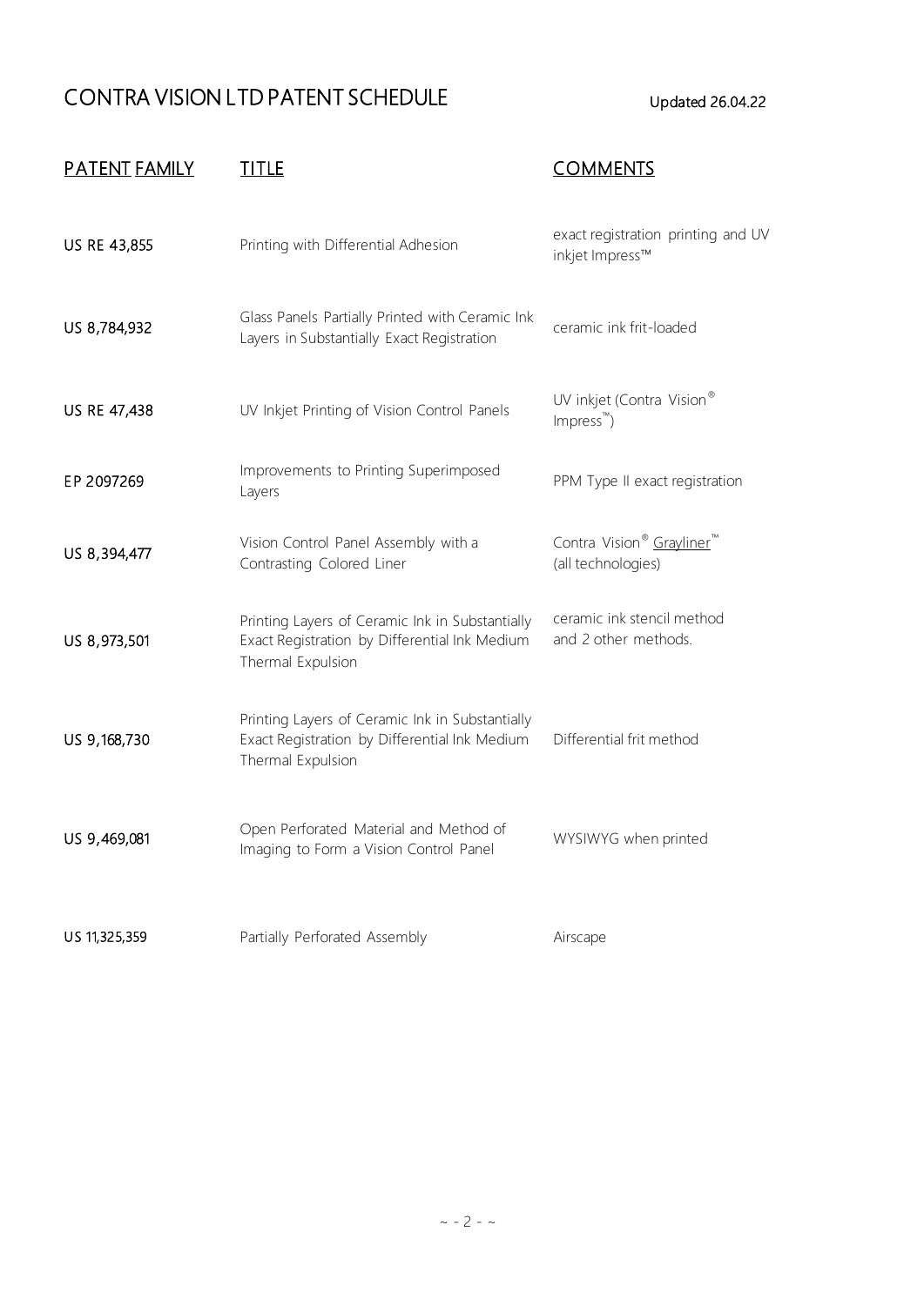# CONTRA VISION LTD PATENT SCHEDULE

Updated 26.04.22

| PATENT FAMILY | TITLE | COMMENTS |
| --- | --- | --- |
| US RE 43,855 | Printing with Differential Adhesion | exact registration printing and UV inkjet Impress™ |
| US 8,784,932 | Glass Panels Partially Printed with Ceramic Ink Layers in Substantially Exact Registration | ceramic ink frit-loaded |
| US RE 47,438 | UV Inkjet Printing of Vision Control Panels | UV inkjet (Contra Vision® Impress™) |
| EP 2097269 | Improvements to Printing Superimposed Layers | PPM Type II exact registration |
| US 8,394,477 | Vision Control Panel Assembly with a Contrasting Colored Liner | Contra Vision® Grayliner™ (all technologies) |
| US 8,973,501 | Printing Layers of Ceramic Ink in Substantially Exact Registration by Differential Ink Medium Thermal Expulsion | ceramic ink stencil method and 2 other methods. |
| US 9,168,730 | Printing Layers of Ceramic Ink in Substantially Exact Registration by Differential Ink Medium Thermal Expulsion | Differential frit method |
| US 9,469,081 | Open Perforated Material and Method of Imaging to Form a Vision Control Panel | WYSIWYG when printed |
| US 11,325,359 | Partially Perforated Assembly | Airscape |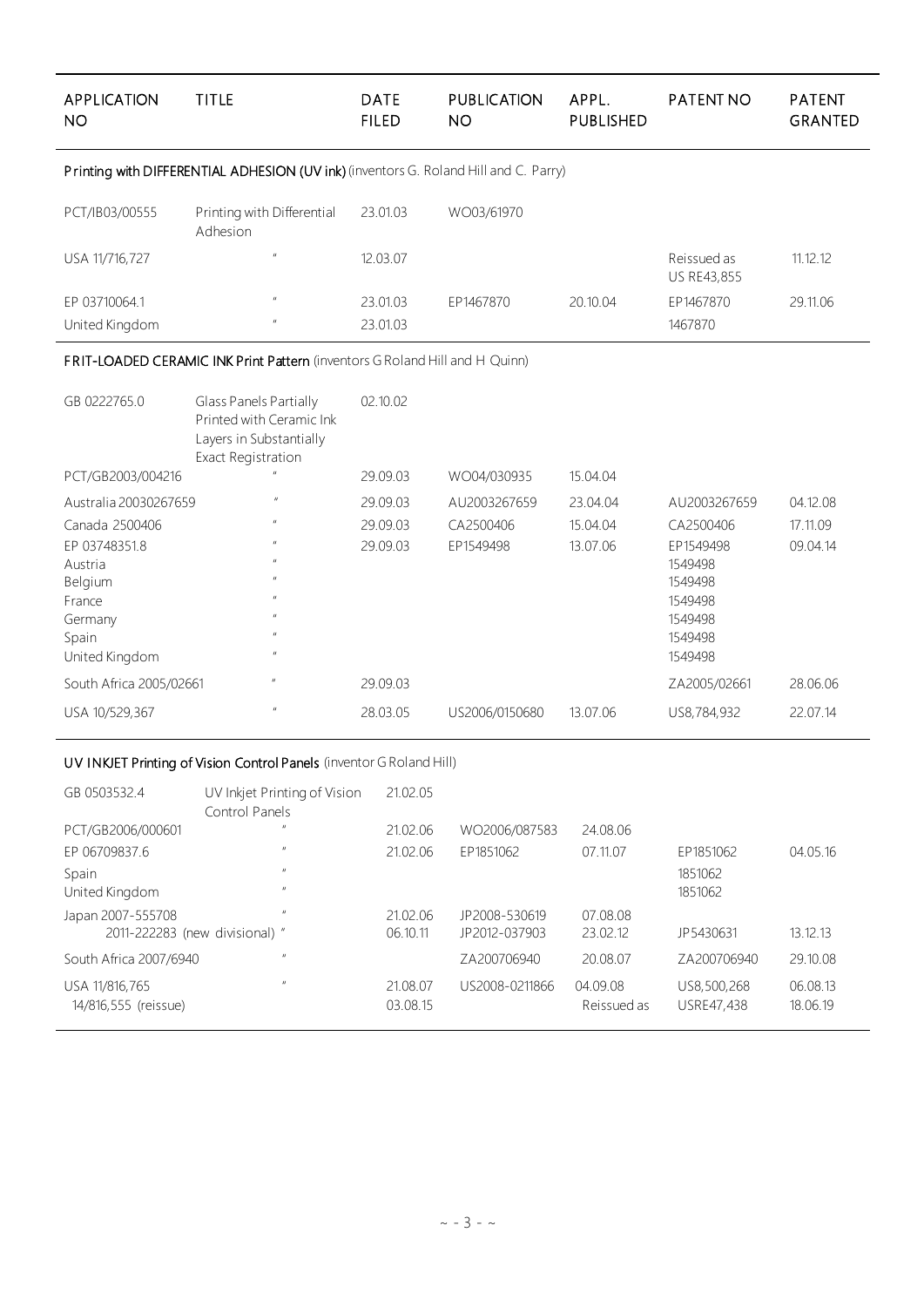| APPLICATION NO | TITLE | DATE FILED | PUBLICATION NO | APPL. PUBLISHED | PATENT NO | PATENT GRANTED |
|---|---|---|---|---|---|---|
| **Printing with DIFFERENTIAL ADHESION (UV ink)** (inventors G. Roland Hill and C. Parry) | | | | | | |
| PCT/IB03/00555 | Printing with Differential Adhesion | 23.01.03 | WO03/61970 | | | |
| USA 11/716,727 | " | 12.03.07 | | | Reissued as US RE43,855 | 11.12.12 |
| EP 03710064.1 | " | 23.01.03 | EP1467870 | 20.10.04 | EP1467870 | 29.11.06 |
| United Kingdom | " | 23.01.03 | | | 1467870 | |
| **FRIT-LOADED CERAMIC INK Print Pattern** (inventors G Roland Hill and H Quinn) | | | | | | |
| GB 0222765.0 | Glass Panels Partially Printed with Ceramic Ink Layers in Substantially Exact Registration | 02.10.02 | | | | |
| PCT/GB2003/004216 | " | 29.09.03 | WO04/030935 | 15.04.04 | | |
| Australia 20030267659 | " | 29.09.03 | AU2003267659 | 23.04.04 | AU2003267659 | 04.12.08 |
| Canada 2500406 | " | 29.09.03 | CA2500406 | 15.04.04 | CA2500406 | 17.11.09 |
| EP 03748351.8 | " | 29.09.03 | EP1549498 | 13.07.06 | EP1549498 | 09.04.14 |
| Austria | " | | | | 1549498 | |
| Belgium | " | | | | 1549498 | |
| France | " | | | | 1549498 | |
| Germany | " | | | | 1549498 | |
| Spain | " | | | | 1549498 | |
| United Kingdom | " | | | | 1549498 | |
| South Africa 2005/02661 | " | 29.09.03 | | | ZA2005/02661 | 28.06.06 |
| USA 10/529,367 | " | 28.03.05 | US2006/0150680 | 13.07.06 | US8,784,932 | 22.07.14 |
| **UV INKJET Printing of Vision Control Panels** (inventor G Roland Hill) | | | | | | |
| GB 0503532.4 | UV Inkjet Printing of Vision Control Panels | 21.02.05 | | | | |
| PCT/GB2006/000601 | " | 21.02.06 | WO2006/087583 | 24.08.06 | | |
| EP 06709837.6 | " | 21.02.06 | EP1851062 | 07.11.07 | EP1851062 | 04.05.16 |
| Spain | " | | | | 1851062 | |
| United Kingdom | " | | | | 1851062 | |
| Japan 2007-555708 | " | 21.02.06 | JP2008-530619 | 07.08.08 | | |
| 2011-222283 (new divisional) | " | 06.10.11 | JP2012-037903 | 23.02.12 | JP5430631 | 13.12.13 |
| South Africa 2007/6940 | " | | ZA200706940 | 20.08.07 | ZA200706940 | 29.10.08 |
| USA 11/816,765 | " | 21.08.07 | US2008-0211866 | 04.09.08 | US8,500,268 | 06.08.13 |
| 14/816,555 (reissue) | | 03.08.15 | | Reissued as | USRE47,438 | 18.06.19 |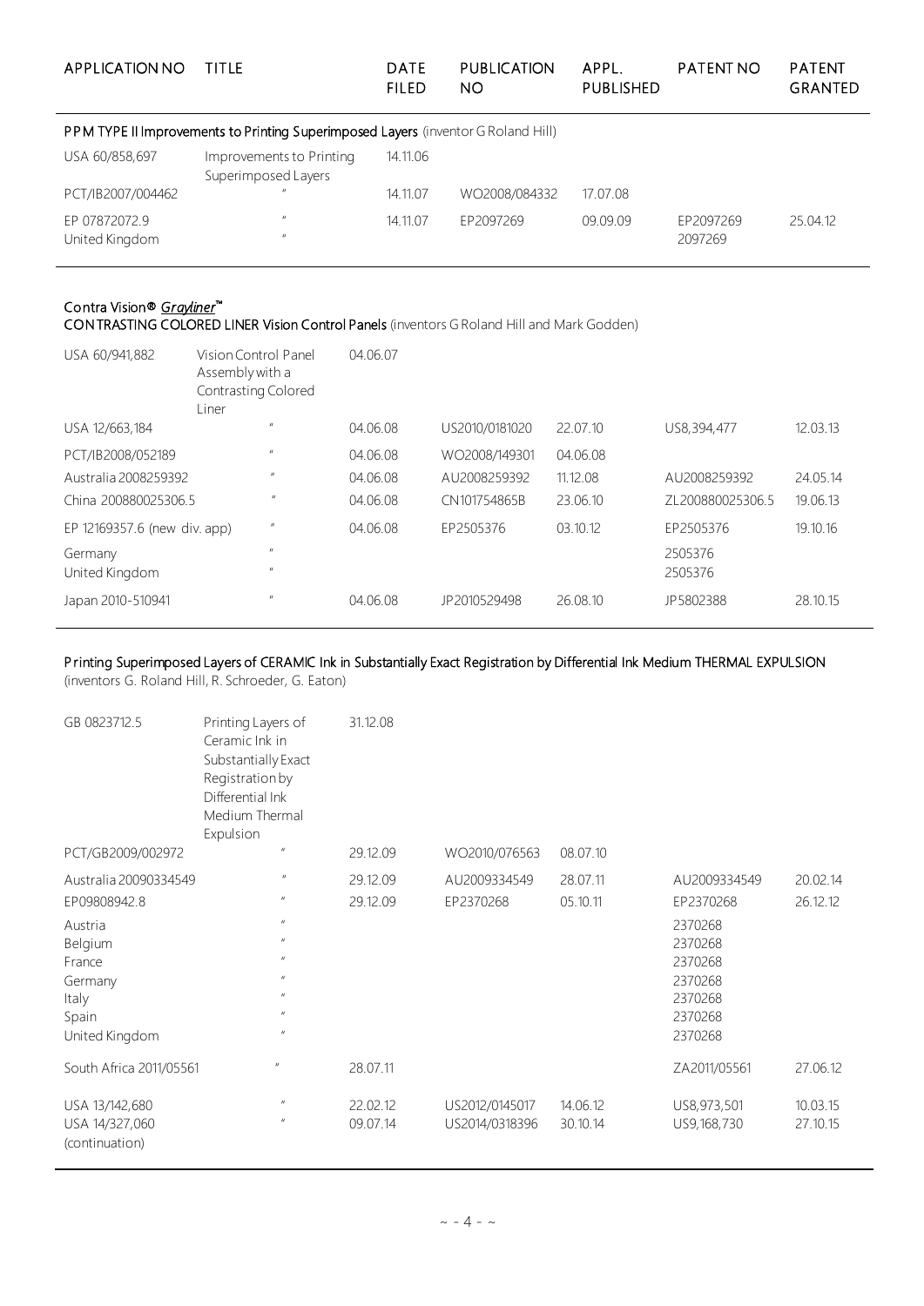| APPLICATION NO | TITLE | DATE FILED | PUBLICATION NO | APPL. PUBLISHED | PATENT NO | PATENT GRANTED |
|---|---|---|---|---|---|---|

**PPM TYPE II Improvements to Printing Superimposed Layers** (inventor G Roland Hill)

| APPLICATION NO | TITLE | DATE FILED | PUBLICATION NO | APPL. PUBLISHED | PATENT NO | PATENT GRANTED |
|---|---|---|---|---|---|---|
| USA 60/858,697 | Improvements to Printing Superimposed Layers | 14.11.06 | | | | |
| PCT/IB2007/004462 | " | 14.11.07 | WO2008/084332 | 17.07.08 | | |
| EP 07872072.9 | " | 14.11.07 | EP2097269 | 09.09.09 | EP2097269 | 25.04.12 |
| United Kingdom | " | | | | 2097269 | |

**Contra Vision® *Grayliner*™**
**CONTRASTING COLORED LINER Vision Control Panels** (inventors G Roland Hill and Mark Godden)

| APPLICATION NO | TITLE | DATE FILED | PUBLICATION NO | APPL. PUBLISHED | PATENT NO | PATENT GRANTED |
|---|---|---|---|---|---|---|
| USA 60/941,882 | Vision Control Panel Assembly with a Contrasting Colored Liner | 04.06.07 | | | | |
| USA 12/663,184 | " | 04.06.08 | US2010/0181020 | 22.07.10 | US8,394,477 | 12.03.13 |
| PCT/IB2008/052189 | " | 04.06.08 | WO2008/149301 | 04.06.08 | | |
| Australia 2008259392 | " | 04.06.08 | AU2008259392 | 11.12.08 | AU2008259392 | 24.05.14 |
| China 200880025306.5 | " | 04.06.08 | CN101754865B | 23.06.10 | ZL200880025306.5 | 19.06.13 |
| EP 12169357.6 (new div. app) | " | 04.06.08 | EP2505376 | 03.10.12 | EP2505376 | 19.10.16 |
| Germany | " | | | | 2505376 | |
| United Kingdom | " | | | | 2505376 | |
| Japan 2010-510941 | " | 04.06.08 | JP2010529498 | 26.08.10 | JP5802388 | 28.10.15 |

**Printing Superimposed Layers of CERAMIC Ink in Substantially Exact Registration by Differential Ink Medium THERMAL EXPULSION**
(inventors G. Roland Hill, R. Schroeder, G. Eaton)

| APPLICATION NO | TITLE | DATE FILED | PUBLICATION NO | APPL. PUBLISHED | PATENT NO | PATENT GRANTED |
|---|---|---|---|---|---|---|
| GB 0823712.5 | Printing Layers of Ceramic Ink in Substantially Exact Registration by Differential Ink Medium Thermal Expulsion | 31.12.08 | | | | |
| PCT/GB2009/002972 | " | 29.12.09 | WO2010/076563 | 08.07.10 | | |
| Australia 20090334549 | " | 29.12.09 | AU2009334549 | 28.07.11 | AU2009334549 | 20.02.14 |
| EP09808942.8 | " | 29.12.09 | EP2370268 | 05.10.11 | EP2370268 | 26.12.12 |
| Austria | " | | | | 2370268 | |
| Belgium | " | | | | 2370268 | |
| France | " | | | | 2370268 | |
| Germany | " | | | | 2370268 | |
| Italy | " | | | | 2370268 | |
| Spain | " | | | | 2370268 | |
| United Kingdom | " | | | | 2370268 | |
| South Africa 2011/05561 | " | 28.07.11 | | | ZA2011/05561 | 27.06.12 |
| USA 13/142,680 | " | 22.02.12 | US2012/0145017 | 14.06.12 | US8,973,501 | 10.03.15 |
| USA 14/327,060 (continuation) | " | 09.07.14 | US2014/0318396 | 30.10.14 | US9,168,730 | 27.10.15 |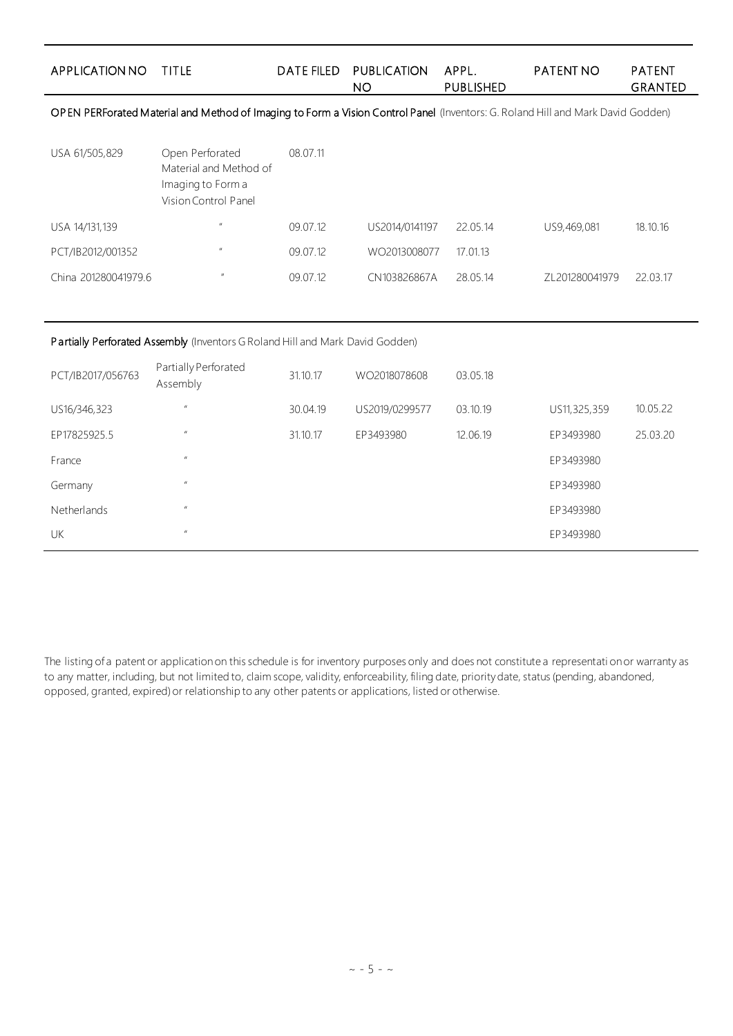| APPLICATION NO | TITLE | DATE FILED | PUBLICATION NO | APPL. PUBLISHED | PATENT NO | PATENT GRANTED |
|---|---|---|---|---|---|---|
| **OPEN PERForated Material and Method of Imaging to Form a Vision Control Panel** (Inventors: G. Roland Hill and Mark David Godden) | | | | | | |
| USA 61/505,829 | Open Perforated Material and Method of Imaging to Form a Vision Control Panel | 08.07.11 | | | | |
| USA 14/131,139 | " | 09.07.12 | US2014/0141197 | 22.05.14 | US9,469,081 | 18.10.16 |
| PCT/IB2012/001352 | " | 09.07.12 | WO2013008077 | 17.01.13 | | |
| China 201280041979.6 | " | 09.07.12 | CN103826867A | 28.05.14 | ZL201280041979 | 22.03.17 |
| **Partially Perforated Assembly** (Inventors G Roland Hill and Mark David Godden) | | | | | | |
| PCT/IB2017/056763 | Partially Perforated Assembly | 31.10.17 | WO2018078608 | 03.05.18 | | |
| US16/346,323 | " | 30.04.19 | US2019/0299577 | 03.10.19 | US11,325,359 | 10.05.22 |
| EP17825925.5 | " | 31.10.17 | EP3493980 | 12.06.19 | EP3493980 | 25.03.20 |
| France | " | | | | EP3493980 | |
| Germany | " | | | | EP3493980 | |
| Netherlands | " | | | | EP3493980 | |
| UK | " | | | | EP3493980 | |

The listing of a patent or application on this schedule is for inventory purposes only and does not constitute a representation or warranty as to any matter, including, but not limited to, claim scope, validity, enforceability, filing date, priority date, status (pending, abandoned, opposed, granted, expired) or relationship to any other patents or applications, listed or otherwise.